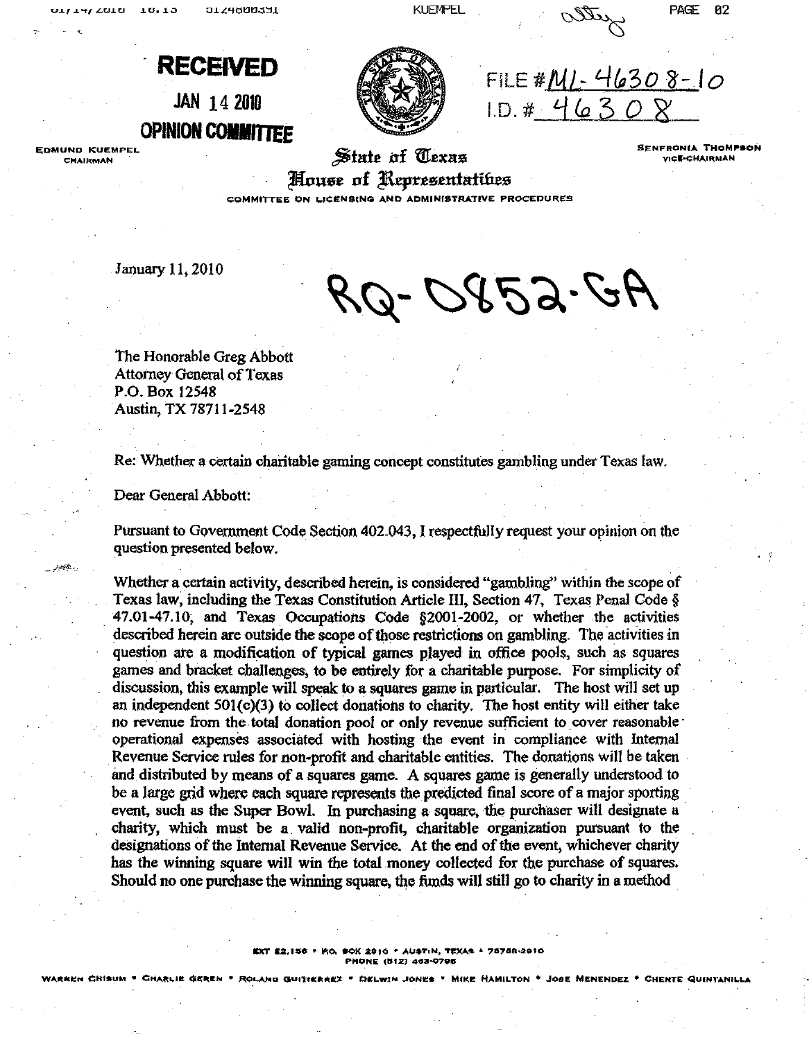**RECEIVED**

**JAN 14 2010**

**OPINION COMMITTEE**

FILE # ML-46308-10

I.D. # 46308

EDMUND KUEMPEL
CHAIRMAN

State of Texas
House of Representatives
COMMITTEE ON LICENSING AND ADMINISTRATIVE PROCEDURES

SENFRONIA THOMPSON
VICE-CHAIRMAN

January 11, 2010

RQ-0852-GA

The Honorable Greg Abbott
Attorney General of Texas
P.O. Box 12548
Austin, TX 78711-2548

Re: Whether a certain charitable gaming concept constitutes gambling under Texas law.

Dear General Abbott:

Pursuant to Government Code Section 402.043, I respectfully request your opinion on the question presented below.

Whether a certain activity, described herein, is considered "gambling" within the scope of Texas law, including the Texas Constitution Article III, Section 47, Texas Penal Code § 47.01-47.10, and Texas Occupations Code §2001-2002, or whether the activities described herein are outside the scope of those restrictions on gambling. The activities in question are a modification of typical games played in office pools, such as squares games and bracket challenges, to be entirely for a charitable purpose. For simplicity of discussion, this example will speak to a squares game in particular. The host will set up an independent 501(c)(3) to collect donations to charity. The host entity will either take no revenue from the total donation pool or only revenue sufficient to cover reasonable operational expenses associated with hosting the event in compliance with Internal Revenue Service rules for non-profit and charitable entities. The donations will be taken and distributed by means of a squares game. A squares game is generally understood to be a large grid where each square represents the predicted final score of a major sporting event, such as the Super Bowl. In purchasing a square, the purchaser will designate a charity, which must be a valid non-profit, charitable organization pursuant to the designations of the Internal Revenue Service. At the end of the event, whichever charity has the winning square will win the total money collected for the purchase of squares. Should no one purchase the winning square, the funds will still go to charity in a method

EXT E2.156 • P.O. BOX 2910 • AUSTIN, TEXAS • 78768-2910
PHONE (512) 463-0798

WARREN CHISUM • CHARLIE GEREN • ROLANDO GUTIERREZ • DELWIN JONES • MIKE HAMILTON • JOSE MENENDEZ • CHENTE QUINTANILLA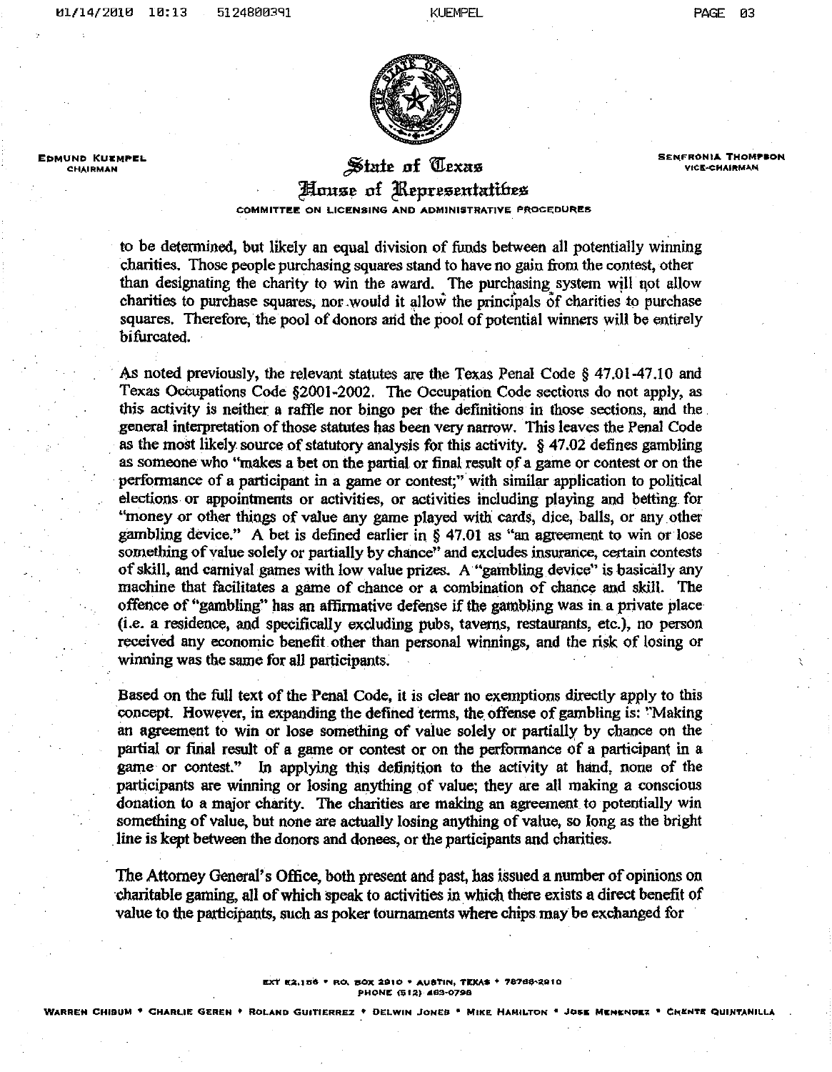to be determined, but likely an equal division of funds between all potentially winning charities. Those people purchasing squares stand to have no gain from the contest, other than designating the charity to win the award. The purchasing system will not allow charities to purchase squares, nor would it allow the principals of charities to purchase squares. Therefore, the pool of donors and the pool of potential winners will be entirely bifurcated.

As noted previously, the relevant statutes are the Texas Penal Code § 47.01-47.10 and Texas Occupations Code §2001-2002. The Occupation Code sections do not apply, as this activity is neither a raffle nor bingo per the definitions in those sections, and the general interpretation of those statutes has been very narrow. This leaves the Penal Code as the most likely source of statutory analysis for this activity. § 47.02 defines gambling as someone who "makes a bet on the partial or final result of a game or contest or on the performance of a participant in a game or contest;" with similar application to political elections or appointments or activities, or activities including playing and betting for "money or other things of value any game played with cards, dice, balls, or any other gambling device." A bet is defined earlier in § 47.01 as "an agreement to win or lose something of value solely or partially by chance" and excludes insurance, certain contests of skill, and carnival games with low value prizes. A "gambling device" is basically any machine that facilitates a game of chance or a combination of chance and skill. The offence of "gambling" has an affirmative defense if the gambling was in a private place (i.e. a residence, and specifically excluding pubs, taverns, restaurants, etc.), no person received any economic benefit other than personal winnings, and the risk of losing or winning was the same for all participants.

Based on the full text of the Penal Code, it is clear no exemptions directly apply to this concept. However, in expanding the defined terms, the offense of gambling is: "Making an agreement to win or lose something of value solely or partially by chance on the partial or final result of a game or contest or on the performance of a participant in a game or contest." In applying this definition to the activity at hand, none of the participants are winning or losing anything of value; they are all making a conscious donation to a major charity. The charities are making an agreement to potentially win something of value, but none are actually losing anything of value, so long as the bright line is kept between the donors and donees, or the participants and charities.

The Attorney General's Office, both present and past, has issued a number of opinions on charitable gaming, all of which speak to activities in which there exists a direct benefit of value to the participants, such as poker tournaments where chips may be exchanged for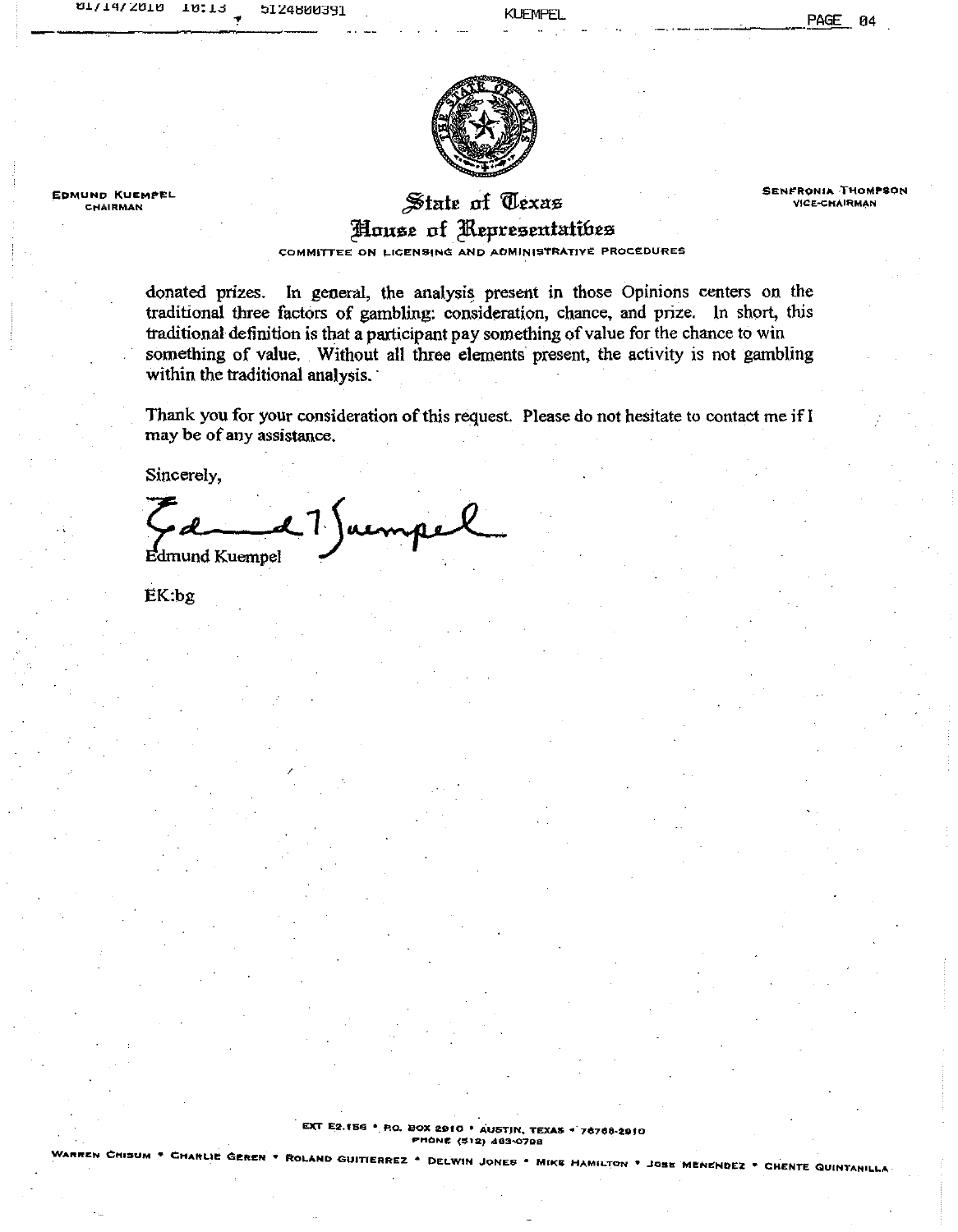EDMUND KUEMPEL
CHAIRMAN

# State of Texas
## House of Representatives

COMMITTEE ON LICENSING AND ADMINISTRATIVE PROCEDURES

SENFRONIA THOMPSON
VICE-CHAIRMAN

donated prizes. In general, the analysis present in those Opinions centers on the traditional three factors of gambling: consideration, chance, and prize. In short, this traditional definition is that a participant pay something of value for the chance to win something of value. Without all three elements present, the activity is not gambling within the traditional analysis.

Thank you for your consideration of this request. Please do not hesitate to contact me if I may be of any assistance.

Sincerely,

Edmund Kuempel

EK:bg

EXT E2.156 • P.O. BOX 2910 • AUSTIN, TEXAS • 78768-2910
PHONE (512) 463-0798

WARREN CHISUM • CHARLIE GEREN • ROLAND GUITIERREZ • DELWIN JONES • MIKE HAMILTON • JOSE MENENDEZ • CHENTE QUINTANILLA